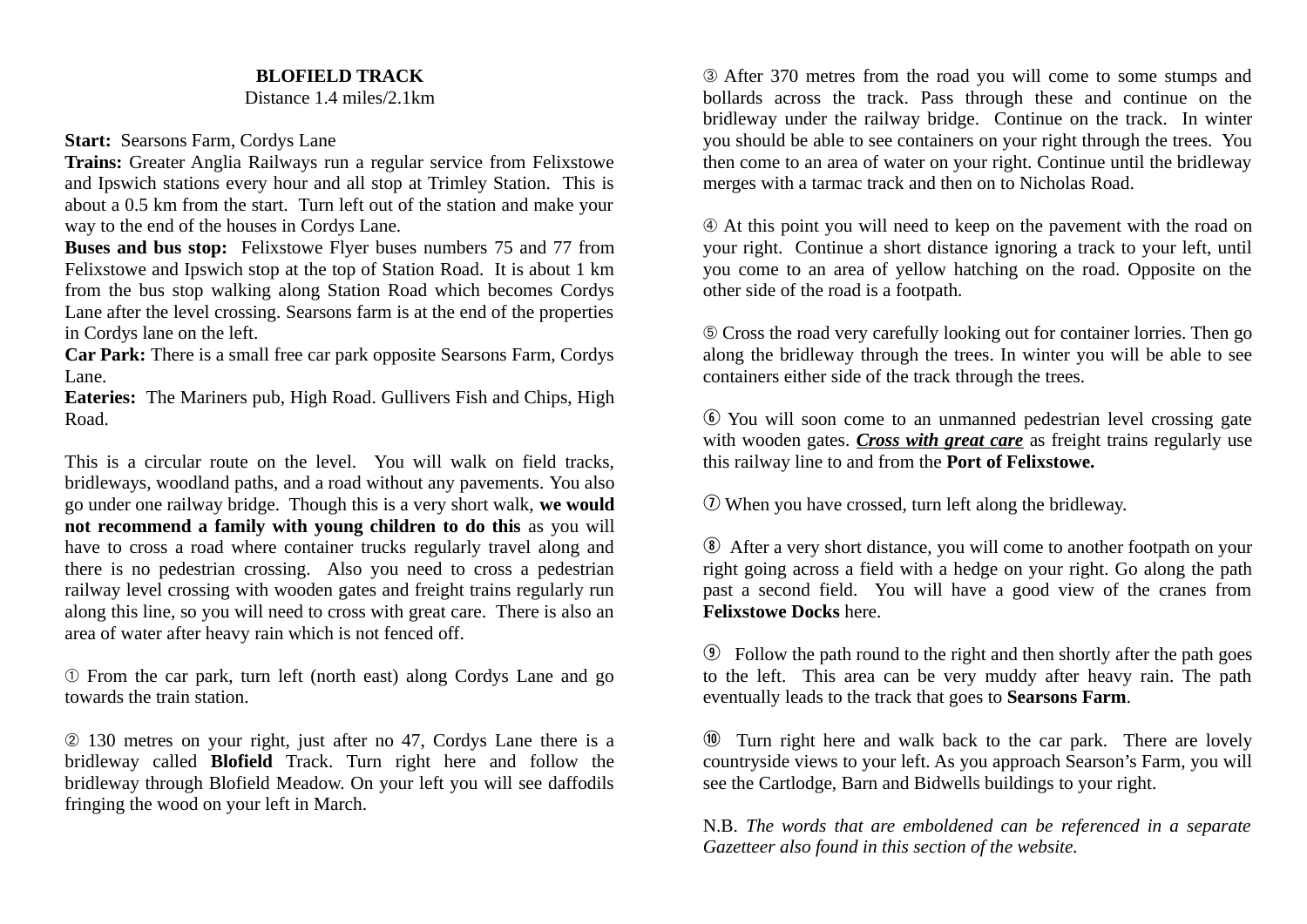**BLOFIELD TRACK**

Distance 1.4 miles/2.1km

**Start:** Searsons Farm, Cordys Lane

**Trains:** Greater Anglia Railways run a regular service from Felixstowe and Ipswich stations every hour and all stop at Trimley Station. This is about a 0.5 km from the start. Turn left out of the station and make your way to the end of the houses in Cordys Lane.

**Buses and bus stop:** Felixstowe Flyer buses numbers 75 and 77 from Felixstowe and Ipswich stop at the top of Station Road. It is about 1 km from the bus stop walking along Station Road which becomes Cordys Lane after the level crossing. Searsons farm is at the end of the properties in Cordys lane on the left.

**Car Park:** There is a small free car park opposite Searsons Farm, Cordys Lane.

**Eateries:** The Mariners pub, High Road. Gullivers Fish and Chips, High Road.

This is a circular route on the level. You will walk on field tracks, bridleways, woodland paths, and a road without any pavements. You also go under one railway bridge. Though this is a very short walk, **we would not recommend a family with young children to do this** as you will have to cross a road where container trucks regularly travel along and there is no pedestrian crossing. Also you need to cross a pedestrian railway level crossing with wooden gates and freight trains regularly run along this line, so you will need to cross with great care. There is also an area of water after heavy rain which is not fenced off.

① From the car park, turn left (north east) along Cordys Lane and go towards the train station.

② 130 metres on your right, just after no 47, Cordys Lane there is a bridleway called **Blofield** Track. Turn right here and follow the bridleway through Blofield Meadow. On your left you will see daffodils fringing the wood on your left in March.

③ After 370 metres from the road you will come to some stumps and bollards across the track. Pass through these and continue on the bridleway under the railway bridge. Continue on the track. In winter you should be able to see containers on your right through the trees. You then come to an area of water on your right. Continue until the bridleway merges with a tarmac track and then on to Nicholas Road.

④ At this point you will need to keep on the pavement with the road on your right. Continue a short distance ignoring a track to your left, until you come to an area of yellow hatching on the road. Opposite on the other side of the road is a footpath.

⑤ Cross the road very carefully looking out for container lorries. Then go along the bridleway through the trees. In winter you will be able to see containers either side of the track through the trees.

⑥ You will soon come to an unmanned pedestrian level crossing gate with wooden gates. ***<u>Cross with great care</u>*** as freight trains regularly use this railway line to and from the **Port of Felixstowe.**

⑦ When you have crossed, turn left along the bridleway.

⑧ After a very short distance, you will come to another footpath on your right going across a field with a hedge on your right. Go along the path past a second field. You will have a good view of the cranes from **Felixstowe Docks** here.

⑨ Follow the path round to the right and then shortly after the path goes to the left. This area can be very muddy after heavy rain. The path eventually leads to the track that goes to **Searsons Farm**.

⑩ Turn right here and walk back to the car park. There are lovely countryside views to your left. As you approach Searson's Farm, you will see the Cartlodge, Barn and Bidwells buildings to your right.

N.B. *The words that are emboldened can be referenced in a separate Gazetteer also found in this section of the website.*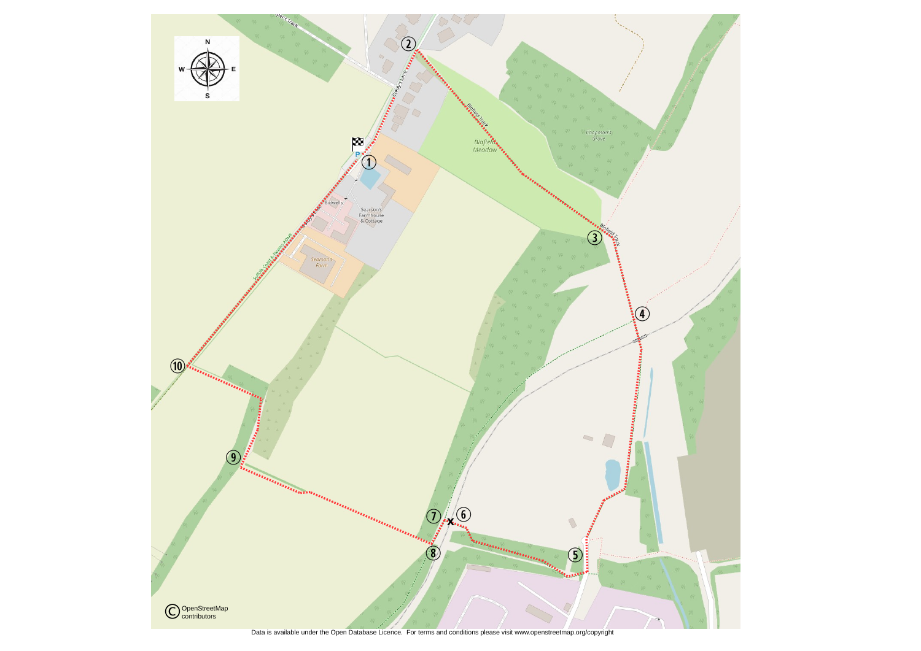N

W

E

S

Gady's Lane

Biofield Track

Biofield Meadow

Chapman's Grove

Bidwells

Searson's Farmhouse & Cottage

Searson's Farm

Suffolk Coast & Heaths Path

1 2 3 4 5 6 7 8 9 10

x

P

© OpenStreetMap contributors

Data is available under the Open Database Licence. For terms and conditions please visit www.openstreetmap.org/copyright